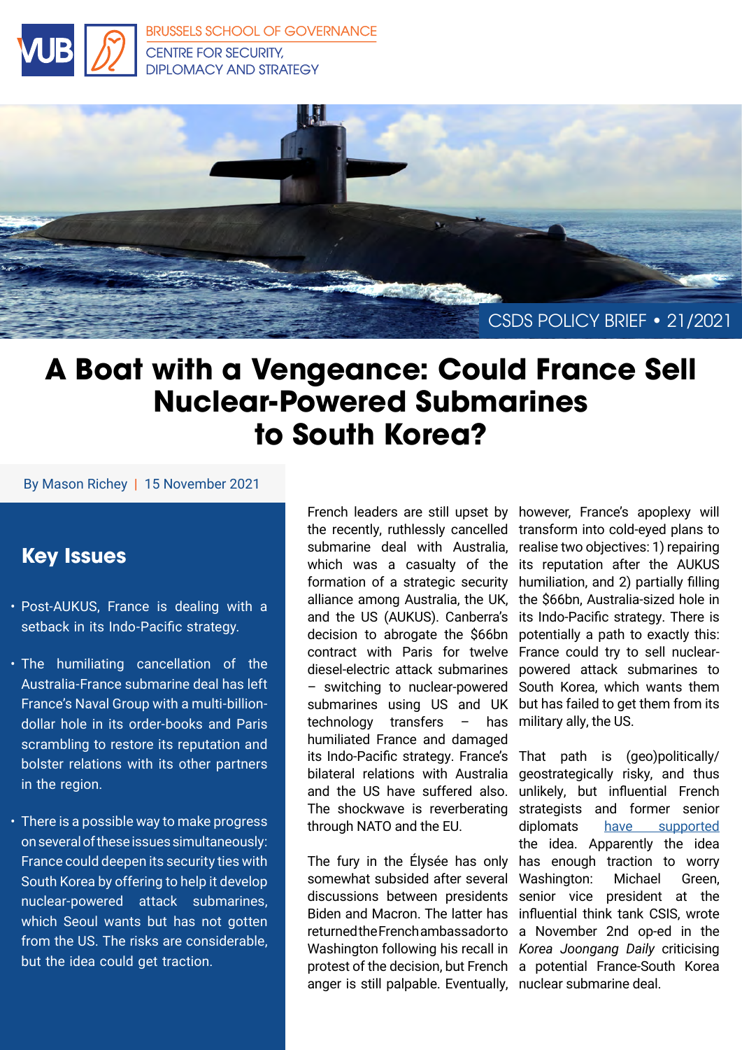BRUSSELS SCHOOL OF GOVERNANCE

CENTRE FOR SECURITY, DIPLOMACY AND STRATEGY

CSDS POLICY BRIEF • 21/2021

# A Boat with a Vengeance: Could France Sell Nuclear-Powered Submarines to South Korea?

By Mason Richey | 15 November 2021

## Key Issues

- Post-AUKUS, France is dealing with a setback in its Indo-Pacific strategy.
- The humiliating cancellation of the Australia-France submarine deal has left France's Naval Group with a multi-billion-dollar hole in its order-books and Paris scrambling to restore its reputation and bolster relations with its other partners in the region.
- There is a possible way to make progress on several of these issues simultaneously: France could deepen its security ties with South Korea by offering to help it develop nuclear-powered attack submarines, which Seoul wants but has not gotten from the US. The risks are considerable, but the idea could get traction.

French leaders are still upset by the recently, ruthlessly cancelled submarine deal with Australia, which was a casualty of the formation of a strategic security alliance among Australia, the UK, and the US (AUKUS). Canberra's decision to abrogate the $66bn contract with Paris for twelve diesel-electric attack submarines – switching to nuclear-powered submarines using US and UK technology transfers – has humiliated France and damaged its Indo-Pacific strategy. France's bilateral relations with Australia and the US have suffered also. The shockwave is reverberating through NATO and the EU.

The fury in the Élysée has only somewhat subsided after several discussions between presidents Biden and Macron. The latter has returned the French ambassador to Washington following his recall in protest of the decision, but French anger is still palpable. Eventually, however, France's apoplexy will transform into cold-eyed plans to realise two objectives: 1) repairing its reputation after the AUKUS humiliation, and 2) partially filling the $66bn, Australia-sized hole in its Indo-Pacific strategy. There is potentially a path to exactly this: France could try to sell nuclear-powered attack submarines to South Korea, which wants them but has failed to get them from its military ally, the US.

That path is (geo)politically/geostrategically risky, and thus unlikely, but influential French strategists and former senior diplomats have supported the idea. Apparently the idea has enough traction to worry Washington: Michael Green, senior vice president at the influential think tank CSIS, wrote a November 2nd op-ed in the *Korea Joongang Daily* criticising a potential France-South Korea nuclear submarine deal.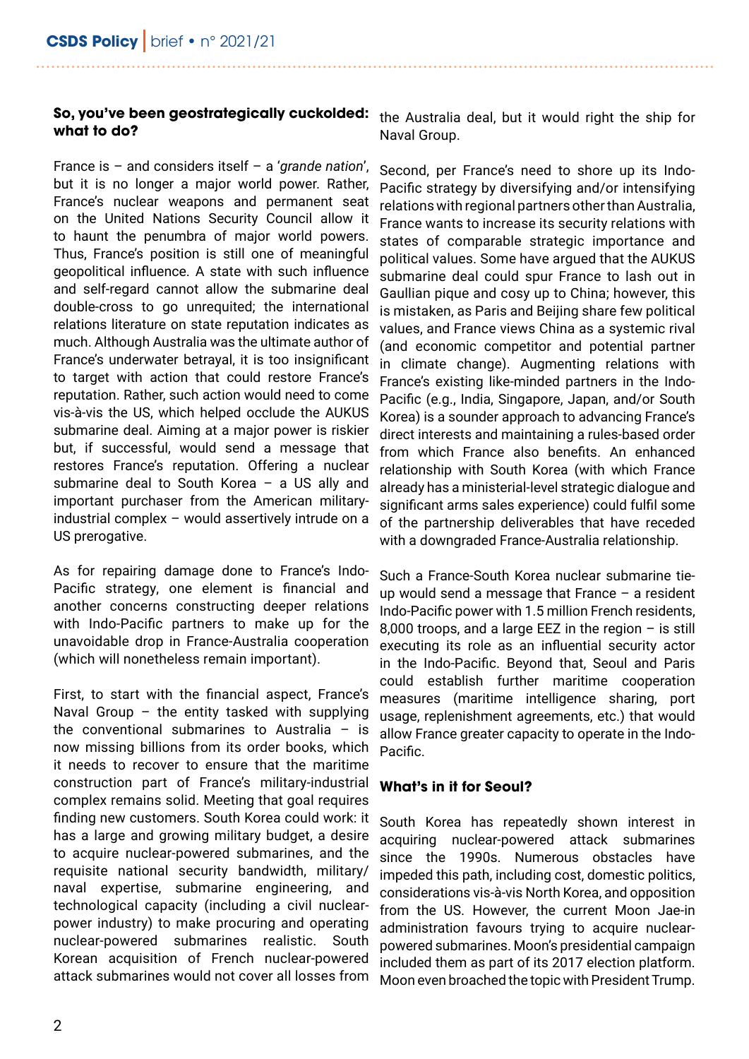### So, you've been geostrategically cuckolded: what to do?

France is – and considers itself – a '*grande nation*', but it is no longer a major world power. Rather, France's nuclear weapons and permanent seat on the United Nations Security Council allow it to haunt the penumbra of major world powers. Thus, France's position is still one of meaningful geopolitical influence. A state with such influence and self-regard cannot allow the submarine deal double-cross to go unrequited; the international relations literature on state reputation indicates as much. Although Australia was the ultimate author of France's underwater betrayal, it is too insignificant to target with action that could restore France's reputation. Rather, such action would need to come vis-à-vis the US, which helped occlude the AUKUS submarine deal. Aiming at a major power is riskier but, if successful, would send a message that restores France's reputation. Offering a nuclear submarine deal to South Korea – a US ally and important purchaser from the American military-industrial complex – would assertively intrude on a US prerogative.

As for repairing damage done to France's Indo-Pacific strategy, one element is financial and another concerns constructing deeper relations with Indo-Pacific partners to make up for the unavoidable drop in France-Australia cooperation (which will nonetheless remain important).

First, to start with the financial aspect, France's Naval Group – the entity tasked with supplying the conventional submarines to Australia – is now missing billions from its order books, which it needs to recover to ensure that the maritime construction part of France's military-industrial complex remains solid. Meeting that goal requires finding new customers. South Korea could work: it has a large and growing military budget, a desire to acquire nuclear-powered submarines, and the requisite national security bandwidth, military/naval expertise, submarine engineering, and technological capacity (including a civil nuclear-power industry) to make procuring and operating nuclear-powered submarines realistic. South Korean acquisition of French nuclear-powered attack submarines would not cover all losses from the Australia deal, but it would right the ship for Naval Group.

Second, per France's need to shore up its Indo-Pacific strategy by diversifying and/or intensifying relations with regional partners other than Australia, France wants to increase its security relations with states of comparable strategic importance and political values. Some have argued that the AUKUS submarine deal could spur France to lash out in Gaullian pique and cosy up to China; however, this is mistaken, as Paris and Beijing share few political values, and France views China as a systemic rival (and economic competitor and potential partner in climate change). Augmenting relations with France's existing like-minded partners in the Indo-Pacific (e.g., India, Singapore, Japan, and/or South Korea) is a sounder approach to advancing France's direct interests and maintaining a rules-based order from which France also benefits. An enhanced relationship with South Korea (with which France already has a ministerial-level strategic dialogue and significant arms sales experience) could fulfil some of the partnership deliverables that have receded with a downgraded France-Australia relationship.

Such a France-South Korea nuclear submarine tie-up would send a message that France – a resident Indo-Pacific power with 1.5 million French residents, 8,000 troops, and a large EEZ in the region – is still executing its role as an influential security actor in the Indo-Pacific. Beyond that, Seoul and Paris could establish further maritime cooperation measures (maritime intelligence sharing, port usage, replenishment agreements, etc.) that would allow France greater capacity to operate in the Indo-Pacific.

### What's in it for Seoul?

South Korea has repeatedly shown interest in acquiring nuclear-powered attack submarines since the 1990s. Numerous obstacles have impeded this path, including cost, domestic politics, considerations vis-à-vis North Korea, and opposition from the US. However, the current Moon Jae-in administration favours trying to acquire nuclear-powered submarines. Moon's presidential campaign included them as part of its 2017 election platform. Moon even broached the topic with President Trump.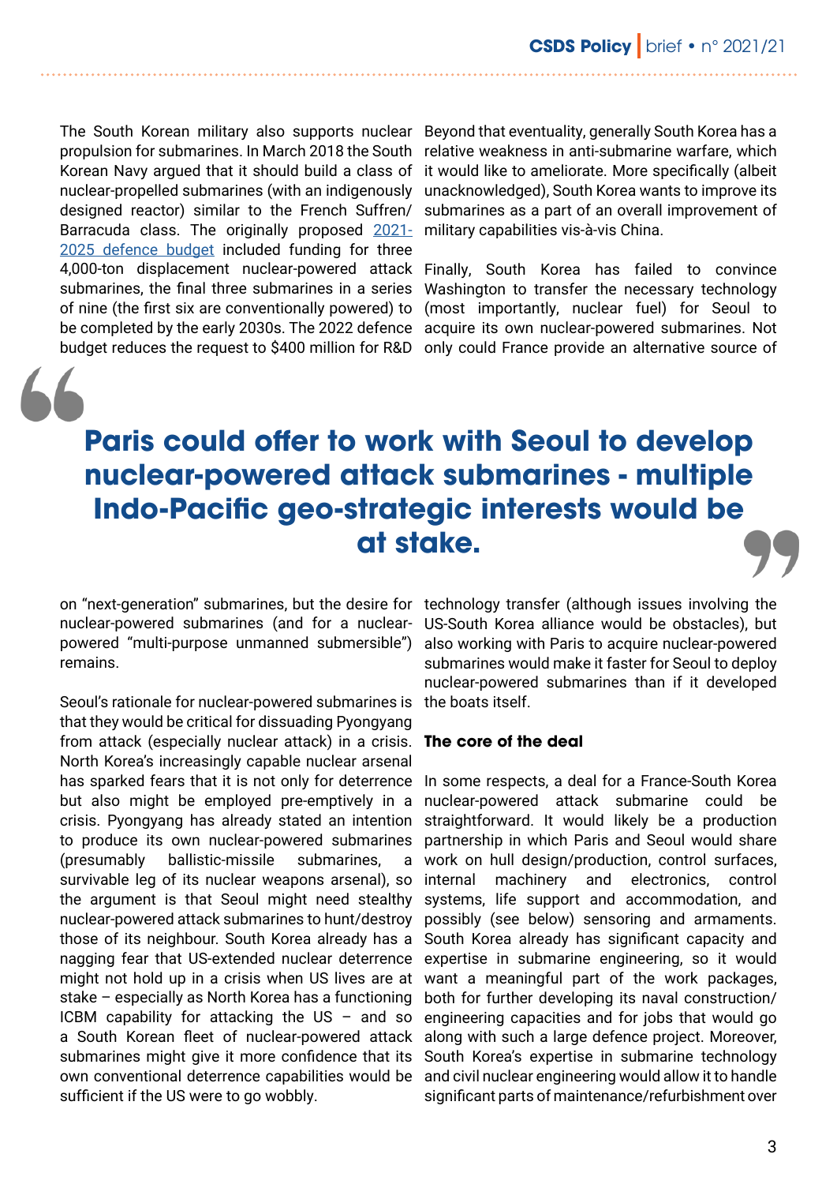The South Korean military also supports nuclear propulsion for submarines. In March 2018 the South Korean Navy argued that it should build a class of nuclear-propelled submarines (with an indigenously designed reactor) similar to the French Suffren/Barracuda class. The originally proposed [2021-2025 defence budget] included funding for three 4,000-ton displacement nuclear-powered attack submarines, the final three submarines in a series of nine (the first six are conventionally powered) to be completed by the early 2030s. The 2022 defence budget reduces the request to $400 million for R&D on "next-generation" submarines, but the desire for nuclear-powered submarines (and for a nuclear-powered "multi-purpose unmanned submersible") remains.

Seoul's rationale for nuclear-powered submarines is that they would be critical for dissuading Pyongyang from attack (especially nuclear attack) in a crisis. North Korea's increasingly capable nuclear arsenal has sparked fears that it is not only for deterrence but also might be employed pre-emptively in a crisis. Pyongyang has already stated an intention to produce its own nuclear-powered submarines (presumably ballistic-missile submarines, a survivable leg of its nuclear weapons arsenal), so the argument is that Seoul might need stealthy nuclear-powered attack submarines to hunt/destroy those of its neighbour. South Korea already has a nagging fear that US-extended nuclear deterrence might not hold up in a crisis when US lives are at stake – especially as North Korea has a functioning ICBM capability for attacking the US – and so a South Korean fleet of nuclear-powered attack submarines might give it more confidence that its own conventional deterrence capabilities would be sufficient if the US were to go wobbly.

Beyond that eventuality, generally South Korea has a relative weakness in anti-submarine warfare, which it would like to ameliorate. More specifically (albeit unacknowledged), South Korea wants to improve its submarines as a part of an overall improvement of military capabilities vis-à-vis China.

Finally, South Korea has failed to convince Washington to transfer the necessary technology (most importantly, nuclear fuel) for Seoul to acquire its own nuclear-powered submarines. Not only could France provide an alternative source of technology transfer (although issues involving the US-South Korea alliance would be obstacles), but also working with Paris to acquire nuclear-powered submarines would make it faster for Seoul to deploy nuclear-powered submarines than if it developed the boats itself.

> **Paris could offer to work with Seoul to develop nuclear-powered attack submarines - multiple Indo-Pacific geo-strategic interests would be at stake.**

**The core of the deal**

In some respects, a deal for a France-South Korea nuclear-powered attack submarine could be straightforward. It would likely be a production partnership in which Paris and Seoul would share work on hull design/production, control surfaces, internal machinery and electronics, control systems, life support and accommodation, and possibly (see below) sensoring and armaments. South Korea already has significant capacity and expertise in submarine engineering, so it would want a meaningful part of the work packages, both for further developing its naval construction/engineering capacities and for jobs that would go along with such a large defence project. Moreover, South Korea's expertise in submarine technology and civil nuclear engineering would allow it to handle significant parts of maintenance/refurbishment over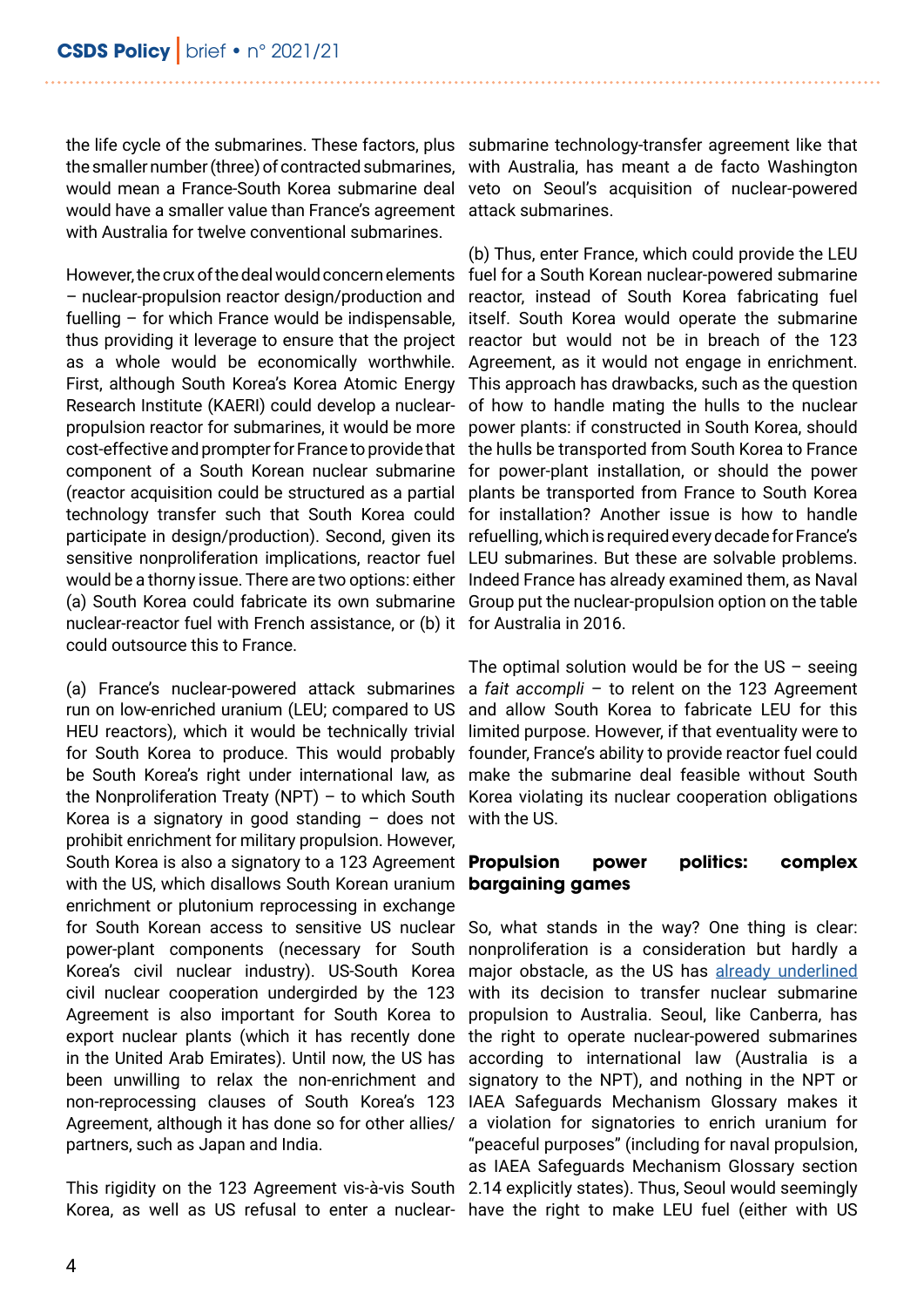the life cycle of the submarines. These factors, plus the smaller number (three) of contracted submarines, would mean a France-South Korea submarine deal would have a smaller value than France's agreement with Australia for twelve conventional submarines.

However, the crux of the deal would concern elements – nuclear-propulsion reactor design/production and fuelling – for which France would be indispensable, thus providing it leverage to ensure that the project as a whole would be economically worthwhile. First, although South Korea's Korea Atomic Energy Research Institute (KAERI) could develop a nuclear-propulsion reactor for submarines, it would be more cost-effective and prompter for France to provide that component of a South Korean nuclear submarine (reactor acquisition could be structured as a partial technology transfer such that South Korea could participate in design/production). Second, given its sensitive nonproliferation implications, reactor fuel would be a thorny issue. There are two options: either (a) South Korea could fabricate its own submarine nuclear-reactor fuel with French assistance, or (b) it could outsource this to France.

(a) France's nuclear-powered attack submarines run on low-enriched uranium (LEU; compared to US HEU reactors), which it would be technically trivial for South Korea to produce. This would probably be South Korea's right under international law, as the Nonproliferation Treaty (NPT) – to which South Korea is a signatory in good standing – does not prohibit enrichment for military propulsion. However, South Korea is also a signatory to a 123 Agreement with the US, which disallows South Korean uranium enrichment or plutonium reprocessing in exchange for South Korean access to sensitive US nuclear power-plant components (necessary for South Korea's civil nuclear industry). US-South Korea civil nuclear cooperation undergirded by the 123 Agreement is also important for South Korea to export nuclear plants (which it has recently done in the United Arab Emirates). Until now, the US has been unwilling to relax the non-enrichment and non-reprocessing clauses of South Korea's 123 Agreement, although it has done so for other allies/partners, such as Japan and India.

This rigidity on the 123 Agreement vis-à-vis South Korea, as well as US refusal to enter a nuclear-submarine technology-transfer agreement like that with Australia, has meant a de facto Washington veto on Seoul's acquisition of nuclear-powered attack submarines.

(b) Thus, enter France, which could provide the LEU fuel for a South Korean nuclear-powered submarine reactor, instead of South Korea fabricating fuel itself. South Korea would operate the submarine reactor but would not be in breach of the 123 Agreement, as it would not engage in enrichment. This approach has drawbacks, such as the question of how to handle mating the hulls to the nuclear power plants: if constructed in South Korea, should the hulls be transported from South Korea to France for power-plant installation, or should the power plants be transported from France to South Korea for installation? Another issue is how to handle refuelling, which is required every decade for France's LEU submarines. But these are solvable problems. Indeed France has already examined them, as Naval Group put the nuclear-propulsion option on the table for Australia in 2016.

The optimal solution would be for the US – seeing a *fait accompli* – to relent on the 123 Agreement and allow South Korea to fabricate LEU for this limited purpose. However, if that eventuality were to founder, France's ability to provide reactor fuel could make the submarine deal feasible without South Korea violating its nuclear cooperation obligations with the US.

## Propulsion power politics: complex bargaining games

So, what stands in the way? One thing is clear: nonproliferation is a consideration but hardly a major obstacle, as the US has already underlined with its decision to transfer nuclear submarine propulsion to Australia. Seoul, like Canberra, has the right to operate nuclear-powered submarines according to international law (Australia is a signatory to the NPT), and nothing in the NPT or IAEA Safeguards Mechanism Glossary makes it a violation for signatories to enrich uranium for "peaceful purposes" (including for naval propulsion, as IAEA Safeguards Mechanism Glossary section 2.14 explicitly states). Thus, Seoul would seemingly have the right to make LEU fuel (either with US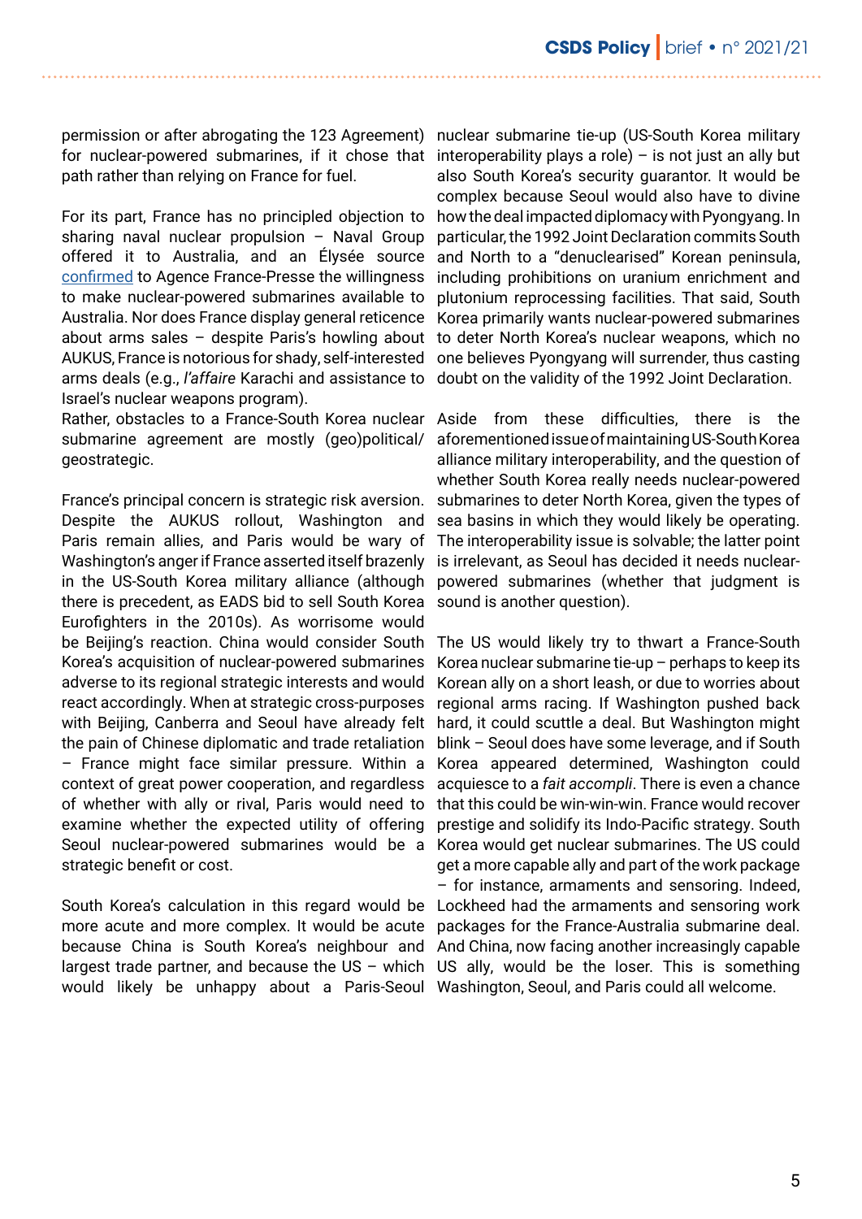permission or after abrogating the 123 Agreement) for nuclear-powered submarines, if it chose that path rather than relying on France for fuel.

For its part, France has no principled objection to sharing naval nuclear propulsion – Naval Group offered it to Australia, and an Élysée source confirmed to Agence France-Presse the willingness to make nuclear-powered submarines available to Australia. Nor does France display general reticence about arms sales – despite Paris's howling about AUKUS, France is notorious for shady, self-interested arms deals (e.g., *l'affaire* Karachi and assistance to Israel's nuclear weapons program).
Rather, obstacles to a France-South Korea nuclear submarine agreement are mostly (geo)political/geostrategic.

France's principal concern is strategic risk aversion. Despite the AUKUS rollout, Washington and Paris remain allies, and Paris would be wary of Washington's anger if France asserted itself brazenly in the US-South Korea military alliance (although there is precedent, as EADS bid to sell South Korea Eurofighters in the 2010s). As worrisome would be Beijing's reaction. China would consider South Korea's acquisition of nuclear-powered submarines adverse to its regional strategic interests and would react accordingly. When at strategic cross-purposes with Beijing, Canberra and Seoul have already felt the pain of Chinese diplomatic and trade retaliation – France might face similar pressure. Within a context of great power cooperation, and regardless of whether with ally or rival, Paris would need to examine whether the expected utility of offering Seoul nuclear-powered submarines would be a strategic benefit or cost.

South Korea's calculation in this regard would be more acute and more complex. It would be acute because China is South Korea's neighbour and largest trade partner, and because the US – which would likely be unhappy about a Paris-Seoul nuclear submarine tie-up (US-South Korea military interoperability plays a role) – is not just an ally but also South Korea's security guarantor. It would be complex because Seoul would also have to divine how the deal impacted diplomacy with Pyongyang. In particular, the 1992 Joint Declaration commits South and North to a "denuclearised" Korean peninsula, including prohibitions on uranium enrichment and plutonium reprocessing facilities. That said, South Korea primarily wants nuclear-powered submarines to deter North Korea's nuclear weapons, which no one believes Pyongyang will surrender, thus casting doubt on the validity of the 1992 Joint Declaration.

Aside from these difficulties, there is the aforementioned issue of maintaining US-South Korea alliance military interoperability, and the question of whether South Korea really needs nuclear-powered submarines to deter North Korea, given the types of sea basins in which they would likely be operating. The interoperability issue is solvable; the latter point is irrelevant, as Seoul has decided it needs nuclear-powered submarines (whether that judgment is sound is another question).

The US would likely try to thwart a France-South Korea nuclear submarine tie-up – perhaps to keep its Korean ally on a short leash, or due to worries about regional arms racing. If Washington pushed back hard, it could scuttle a deal. But Washington might blink – Seoul does have some leverage, and if South Korea appeared determined, Washington could acquiesce to a *fait accompli*. There is even a chance that this could be win-win-win. France would recover prestige and solidify its Indo-Pacific strategy. South Korea would get nuclear submarines. The US could get a more capable ally and part of the work package – for instance, armaments and sensoring. Indeed, Lockheed had the armaments and sensoring work packages for the France-Australia submarine deal. And China, now facing another increasingly capable US ally, would be the loser. This is something Washington, Seoul, and Paris could all welcome.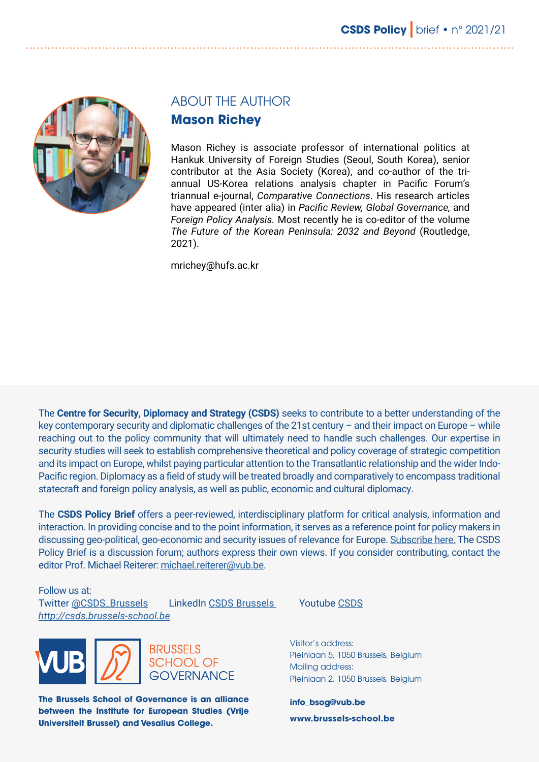## ABOUT THE AUTHOR

### Mason Richey

Mason Richey is associate professor of international politics at Hankuk University of Foreign Studies (Seoul, South Korea), senior contributor at the Asia Society (Korea), and co-author of the tri-annual US-Korea relations analysis chapter in Pacific Forum's triannual e-journal, *Comparative Connections*. His research articles have appeared (inter alia) in *Pacific Review, Global Governance,* and *Foreign Policy Analysis.* Most recently he is co-editor of the volume *The Future of the Korean Peninsula: 2032 and Beyond* (Routledge, 2021).

mrichey@hufs.ac.kr

The **Centre for Security, Diplomacy and Strategy (CSDS)** seeks to contribute to a better understanding of the key contemporary security and diplomatic challenges of the 21st century – and their impact on Europe – while reaching out to the policy community that will ultimately need to handle such challenges. Our expertise in security studies will seek to establish comprehensive theoretical and policy coverage of strategic competition and its impact on Europe, whilst paying particular attention to the Transatlantic relationship and the wider Indo-Pacific region. Diplomacy as a field of study will be treated broadly and comparatively to encompass traditional statecraft and foreign policy analysis, as well as public, economic and cultural diplomacy.

The **CSDS Policy Brief** offers a peer-reviewed, interdisciplinary platform for critical analysis, information and interaction. In providing concise and to the point information, it serves as a reference point for policy makers in discussing geo-political, geo-economic and security issues of relevance for Europe. Subscribe here. The CSDS Policy Brief is a discussion forum; authors express their own views. If you consider contributing, contact the editor Prof. Michael Reiterer: michael.reiterer@vub.be.

Follow us at:
Twitter @CSDS_Brussels LinkedIn CSDS Brussels Youtube CSDS
*http://csds.brussels-school.be*

VUB BRUSSELS SCHOOL OF GOVERNANCE

**The Brussels School of Governance is an alliance between the Institute for European Studies (Vrije Universiteit Brussel) and Vesalius College.**

Visitor's address:
Pleinlaan 5, 1050 Brussels, Belgium
Mailing address:
Pleinlaan 2, 1050 Brussels, Belgium

**info_bsog@vub.be**

**www.brussels-school.be**